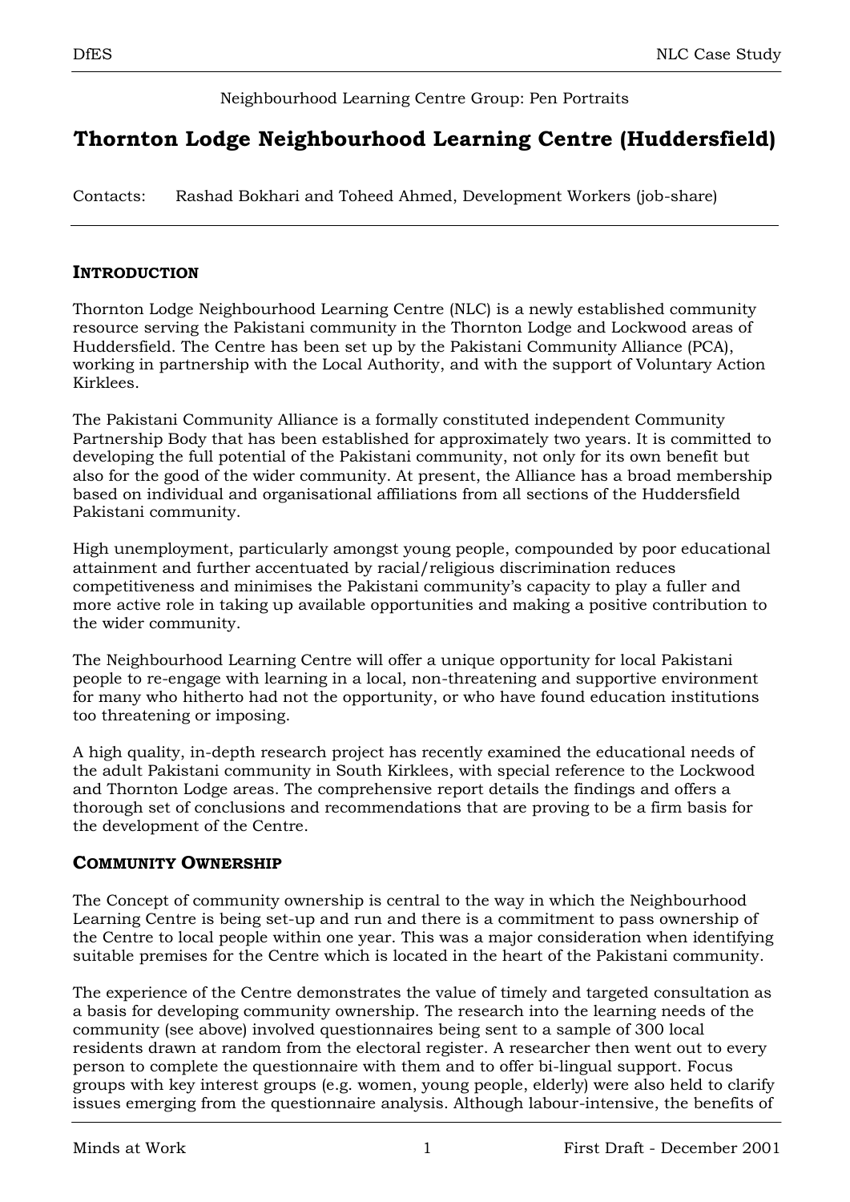Neighbourhood Learning Centre Group: Pen Portraits

# Thornton Lodge Neighbourhood Learning Centre (Huddersfield)

Contacts: Rashad Bokhari and Toheed Ahmed, Development Workers (job-share)

## INTRODUCTION

Thornton Lodge Neighbourhood Learning Centre (NLC) is a newly established community resource serving the Pakistani community in the Thornton Lodge and Lockwood areas of Huddersfield. The Centre has been set up by the Pakistani Community Alliance (PCA), working in partnership with the Local Authority, and with the support of Voluntary Action Kirklees.

The Pakistani Community Alliance is a formally constituted independent Community Partnership Body that has been established for approximately two years. It is committed to developing the full potential of the Pakistani community, not only for its own benefit but also for the good of the wider community. At present, the Alliance has a broad membership based on individual and organisational affiliations from all sections of the Huddersfield Pakistani community.

High unemployment, particularly amongst young people, compounded by poor educational attainment and further accentuated by racial/religious discrimination reduces competitiveness and minimises the Pakistani community's capacity to play a fuller and more active role in taking up available opportunities and making a positive contribution to the wider community.

The Neighbourhood Learning Centre will offer a unique opportunity for local Pakistani people to re-engage with learning in a local, non-threatening and supportive environment for many who hitherto had not the opportunity, or who have found education institutions too threatening or imposing.

A high quality, in-depth research project has recently examined the educational needs of the adult Pakistani community in South Kirklees, with special reference to the Lockwood and Thornton Lodge areas. The comprehensive report details the findings and offers a thorough set of conclusions and recommendations that are proving to be a firm basis for the development of the Centre.

## COMMUNITY OWNERSHIP

The Concept of community ownership is central to the way in which the Neighbourhood Learning Centre is being set-up and run and there is a commitment to pass ownership of the Centre to local people within one year. This was a major consideration when identifying suitable premises for the Centre which is located in the heart of the Pakistani community.

The experience of the Centre demonstrates the value of timely and targeted consultation as a basis for developing community ownership. The research into the learning needs of the community (see above) involved questionnaires being sent to a sample of 300 local residents drawn at random from the electoral register. A researcher then went out to every person to complete the questionnaire with them and to offer bi-lingual support. Focus groups with key interest groups (e.g. women, young people, elderly) were also held to clarify issues emerging from the questionnaire analysis. Although labour-intensive, the benefits of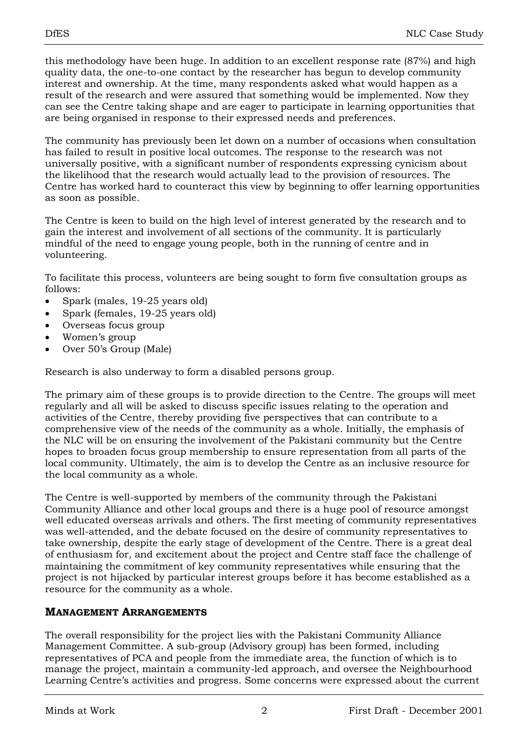this methodology have been huge. In addition to an excellent response rate (87%) and high quality data, the one-to-one contact by the researcher has begun to develop community interest and ownership. At the time, many respondents asked what would happen as a result of the research and were assured that something would be implemented. Now they can see the Centre taking shape and are eager to participate in learning opportunities that are being organised in response to their expressed needs and preferences.

The community has previously been let down on a number of occasions when consultation has failed to result in positive local outcomes. The response to the research was not universally positive, with a significant number of respondents expressing cynicism about the likelihood that the research would actually lead to the provision of resources. The Centre has worked hard to counteract this view by beginning to offer learning opportunities as soon as possible.

The Centre is keen to build on the high level of interest generated by the research and to gain the interest and involvement of all sections of the community. It is particularly mindful of the need to engage young people, both in the running of centre and in volunteering.

To facilitate this process, volunteers are being sought to form five consultation groups as follows:

- Spark (males, 19-25 years old)
- Spark (females, 19-25 years old)
- Overseas focus group
- Women's group
- Over 50's Group (Male)

Research is also underway to form a disabled persons group.

The primary aim of these groups is to provide direction to the Centre. The groups will meet regularly and all will be asked to discuss specific issues relating to the operation and activities of the Centre, thereby providing five perspectives that can contribute to a comprehensive view of the needs of the community as a whole. Initially, the emphasis of the NLC will be on ensuring the involvement of the Pakistani community but the Centre hopes to broaden focus group membership to ensure representation from all parts of the local community. Ultimately, the aim is to develop the Centre as an inclusive resource for the local community as a whole.

The Centre is well-supported by members of the community through the Pakistani Community Alliance and other local groups and there is a huge pool of resource amongst well educated overseas arrivals and others. The first meeting of community representatives was well-attended, and the debate focused on the desire of community representatives to take ownership, despite the early stage of development of the Centre. There is a great deal of enthusiasm for, and excitement about the project and Centre staff face the challenge of maintaining the commitment of key community representatives while ensuring that the project is not hijacked by particular interest groups before it has become established as a resource for the community as a whole.

## MANAGEMENT ARRANGEMENTS

The overall responsibility for the project lies with the Pakistani Community Alliance Management Committee. A sub-group (Advisory group) has been formed, including representatives of PCA and people from the immediate area, the function of which is to manage the project, maintain a community-led approach, and oversee the Neighbourhood Learning Centre's activities and progress. Some concerns were expressed about the current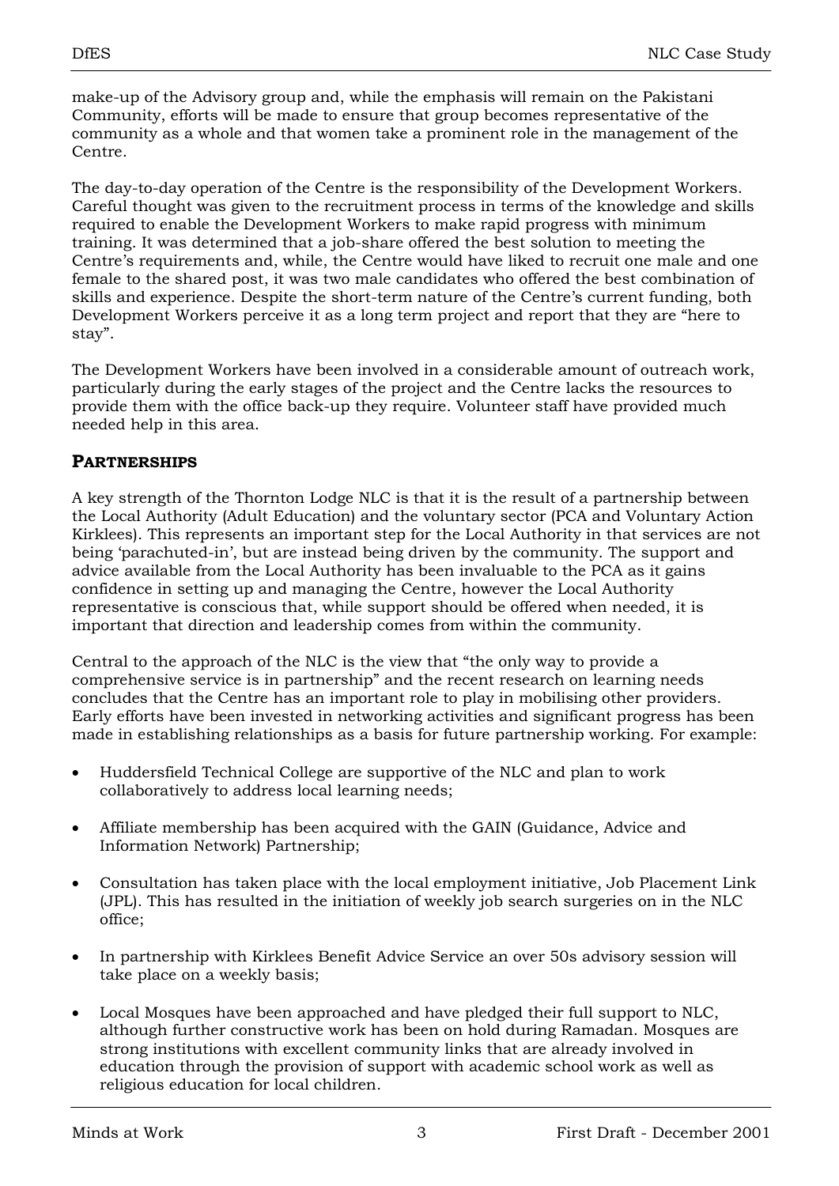make-up of the Advisory group and, while the emphasis will remain on the Pakistani Community, efforts will be made to ensure that group becomes representative of the community as a whole and that women take a prominent role in the management of the Centre.

The day-to-day operation of the Centre is the responsibility of the Development Workers. Careful thought was given to the recruitment process in terms of the knowledge and skills required to enable the Development Workers to make rapid progress with minimum training. It was determined that a job-share offered the best solution to meeting the Centre's requirements and, while, the Centre would have liked to recruit one male and one female to the shared post, it was two male candidates who offered the best combination of skills and experience. Despite the short-term nature of the Centre's current funding, both Development Workers perceive it as a long term project and report that they are "here to stay".

The Development Workers have been involved in a considerable amount of outreach work, particularly during the early stages of the project and the Centre lacks the resources to provide them with the office back-up they require. Volunteer staff have provided much needed help in this area.

## PARTNERSHIPS

A key strength of the Thornton Lodge NLC is that it is the result of a partnership between the Local Authority (Adult Education) and the voluntary sector (PCA and Voluntary Action Kirklees). This represents an important step for the Local Authority in that services are not being 'parachuted-in', but are instead being driven by the community. The support and advice available from the Local Authority has been invaluable to the PCA as it gains confidence in setting up and managing the Centre, however the Local Authority representative is conscious that, while support should be offered when needed, it is important that direction and leadership comes from within the community.

Central to the approach of the NLC is the view that "the only way to provide a comprehensive service is in partnership" and the recent research on learning needs concludes that the Centre has an important role to play in mobilising other providers. Early efforts have been invested in networking activities and significant progress has been made in establishing relationships as a basis for future partnership working. For example:

- Huddersfield Technical College are supportive of the NLC and plan to work collaboratively to address local learning needs;
- Affiliate membership has been acquired with the GAIN (Guidance, Advice and Information Network) Partnership;
- Consultation has taken place with the local employment initiative, Job Placement Link (JPL). This has resulted in the initiation of weekly job search surgeries on in the NLC office;
- In partnership with Kirklees Benefit Advice Service an over 50s advisory session will take place on a weekly basis;
- Local Mosques have been approached and have pledged their full support to NLC, although further constructive work has been on hold during Ramadan. Mosques are strong institutions with excellent community links that are already involved in education through the provision of support with academic school work as well as religious education for local children.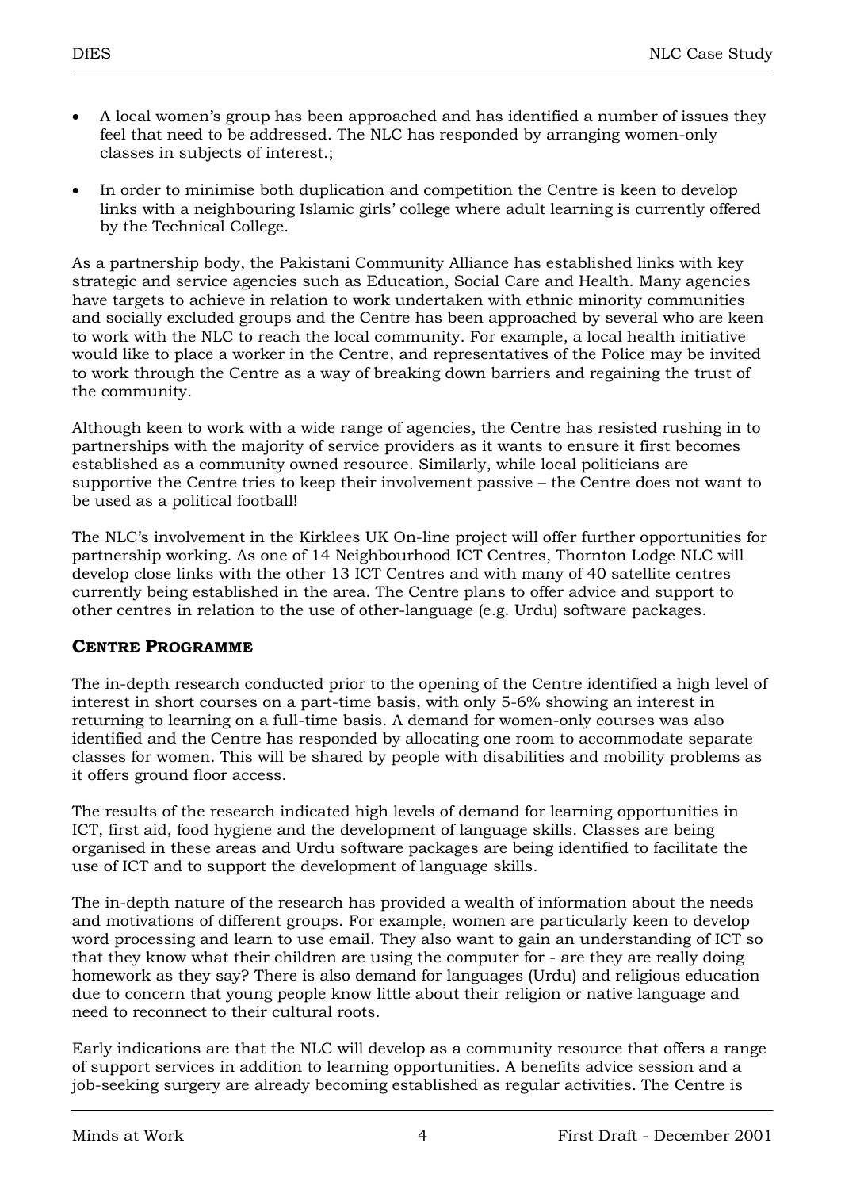- A local women's group has been approached and has identified a number of issues they feel that need to be addressed. The NLC has responded by arranging women-only classes in subjects of interest.;

- In order to minimise both duplication and competition the Centre is keen to develop links with a neighbouring Islamic girls' college where adult learning is currently offered by the Technical College.

As a partnership body, the Pakistani Community Alliance has established links with key strategic and service agencies such as Education, Social Care and Health. Many agencies have targets to achieve in relation to work undertaken with ethnic minority communities and socially excluded groups and the Centre has been approached by several who are keen to work with the NLC to reach the local community. For example, a local health initiative would like to place a worker in the Centre, and representatives of the Police may be invited to work through the Centre as a way of breaking down barriers and regaining the trust of the community.

Although keen to work with a wide range of agencies, the Centre has resisted rushing in to partnerships with the majority of service providers as it wants to ensure it first becomes established as a community owned resource. Similarly, while local politicians are supportive the Centre tries to keep their involvement passive – the Centre does not want to be used as a political football!

The NLC's involvement in the Kirklees UK On-line project will offer further opportunities for partnership working. As one of 14 Neighbourhood ICT Centres, Thornton Lodge NLC will develop close links with the other 13 ICT Centres and with many of 40 satellite centres currently being established in the area. The Centre plans to offer advice and support to other centres in relation to the use of other-language (e.g. Urdu) software packages.

## CENTRE PROGRAMME

The in-depth research conducted prior to the opening of the Centre identified a high level of interest in short courses on a part-time basis, with only 5-6% showing an interest in returning to learning on a full-time basis. A demand for women-only courses was also identified and the Centre has responded by allocating one room to accommodate separate classes for women. This will be shared by people with disabilities and mobility problems as it offers ground floor access.

The results of the research indicated high levels of demand for learning opportunities in ICT, first aid, food hygiene and the development of language skills. Classes are being organised in these areas and Urdu software packages are being identified to facilitate the use of ICT and to support the development of language skills.

The in-depth nature of the research has provided a wealth of information about the needs and motivations of different groups. For example, women are particularly keen to develop word processing and learn to use email. They also want to gain an understanding of ICT so that they know what their children are using the computer for - are they are really doing homework as they say? There is also demand for languages (Urdu) and religious education due to concern that young people know little about their religion or native language and need to reconnect to their cultural roots.

Early indications are that the NLC will develop as a community resource that offers a range of support services in addition to learning opportunities. A benefits advice session and a job-seeking surgery are already becoming established as regular activities. The Centre is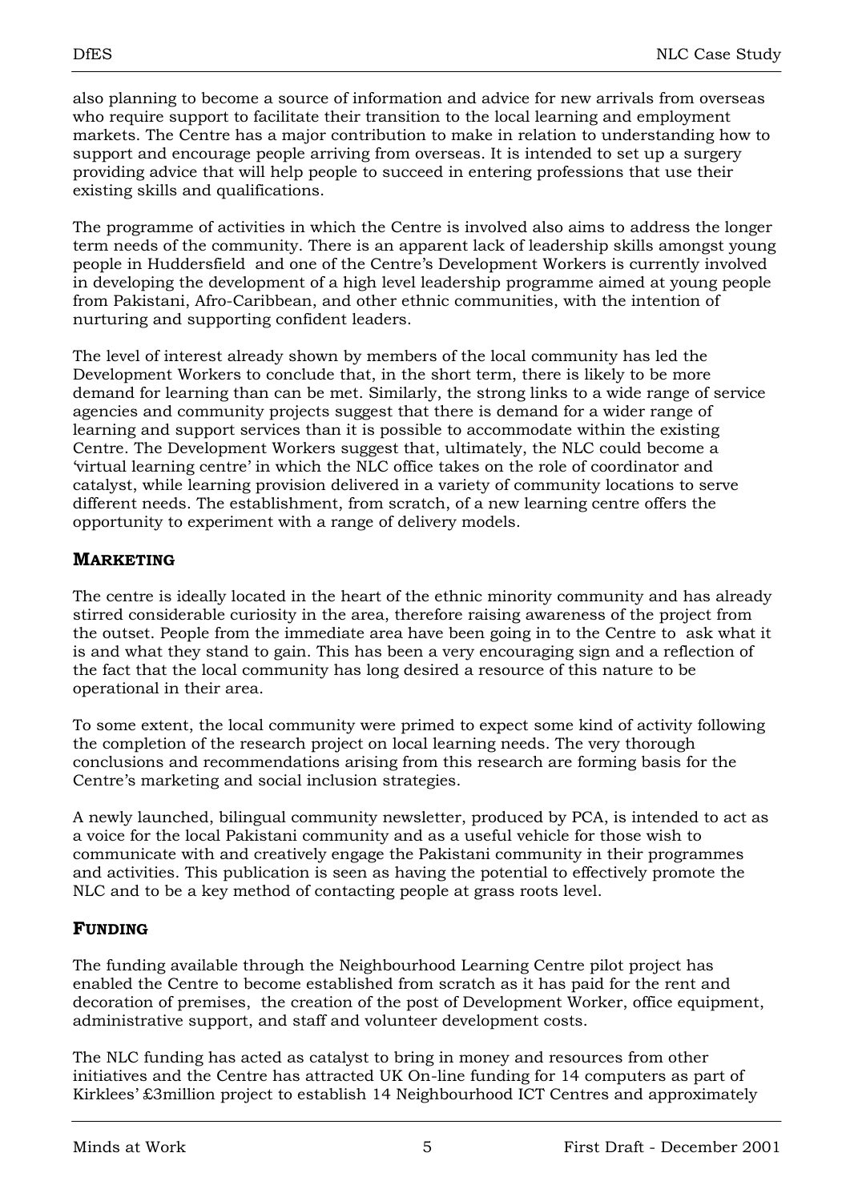also planning to become a source of information and advice for new arrivals from overseas who require support to facilitate their transition to the local learning and employment markets. The Centre has a major contribution to make in relation to understanding how to support and encourage people arriving from overseas. It is intended to set up a surgery providing advice that will help people to succeed in entering professions that use their existing skills and qualifications.

The programme of activities in which the Centre is involved also aims to address the longer term needs of the community. There is an apparent lack of leadership skills amongst young people in Huddersfield and one of the Centre's Development Workers is currently involved in developing the development of a high level leadership programme aimed at young people from Pakistani, Afro-Caribbean, and other ethnic communities, with the intention of nurturing and supporting confident leaders.

The level of interest already shown by members of the local community has led the Development Workers to conclude that, in the short term, there is likely to be more demand for learning than can be met. Similarly, the strong links to a wide range of service agencies and community projects suggest that there is demand for a wider range of learning and support services than it is possible to accommodate within the existing Centre. The Development Workers suggest that, ultimately, the NLC could become a 'virtual learning centre' in which the NLC office takes on the role of coordinator and catalyst, while learning provision delivered in a variety of community locations to serve different needs. The establishment, from scratch, of a new learning centre offers the opportunity to experiment with a range of delivery models.

## MARKETING

The centre is ideally located in the heart of the ethnic minority community and has already stirred considerable curiosity in the area, therefore raising awareness of the project from the outset. People from the immediate area have been going in to the Centre to ask what it is and what they stand to gain. This has been a very encouraging sign and a reflection of the fact that the local community has long desired a resource of this nature to be operational in their area.

To some extent, the local community were primed to expect some kind of activity following the completion of the research project on local learning needs. The very thorough conclusions and recommendations arising from this research are forming basis for the Centre's marketing and social inclusion strategies.

A newly launched, bilingual community newsletter, produced by PCA, is intended to act as a voice for the local Pakistani community and as a useful vehicle for those wish to communicate with and creatively engage the Pakistani community in their programmes and activities. This publication is seen as having the potential to effectively promote the NLC and to be a key method of contacting people at grass roots level.

## FUNDING

The funding available through the Neighbourhood Learning Centre pilot project has enabled the Centre to become established from scratch as it has paid for the rent and decoration of premises, the creation of the post of Development Worker, office equipment, administrative support, and staff and volunteer development costs.

The NLC funding has acted as catalyst to bring in money and resources from other initiatives and the Centre has attracted UK On-line funding for 14 computers as part of Kirklees' £3million project to establish 14 Neighbourhood ICT Centres and approximately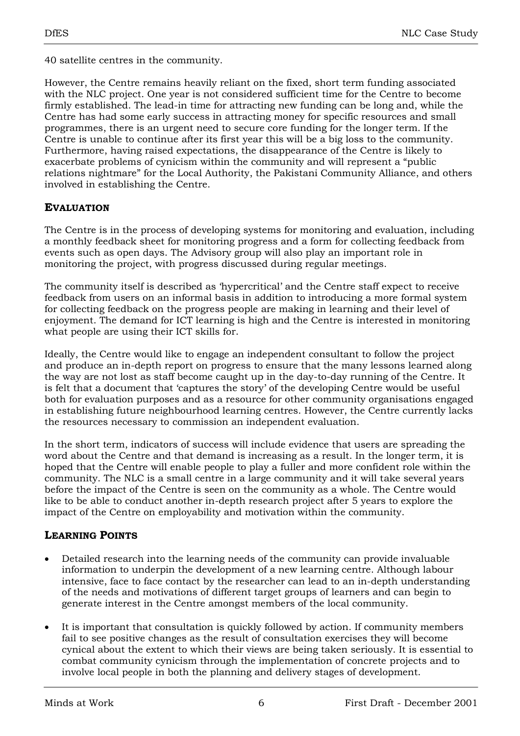40 satellite centres in the community.

However, the Centre remains heavily reliant on the fixed, short term funding associated with the NLC project. One year is not considered sufficient time for the Centre to become firmly established. The lead-in time for attracting new funding can be long and, while the Centre has had some early success in attracting money for specific resources and small programmes, there is an urgent need to secure core funding for the longer term. If the Centre is unable to continue after its first year this will be a big loss to the community. Furthermore, having raised expectations, the disappearance of the Centre is likely to exacerbate problems of cynicism within the community and will represent a "public relations nightmare" for the Local Authority, the Pakistani Community Alliance, and others involved in establishing the Centre.

## EVALUATION

The Centre is in the process of developing systems for monitoring and evaluation, including a monthly feedback sheet for monitoring progress and a form for collecting feedback from events such as open days. The Advisory group will also play an important role in monitoring the project, with progress discussed during regular meetings.

The community itself is described as 'hypercritical' and the Centre staff expect to receive feedback from users on an informal basis in addition to introducing a more formal system for collecting feedback on the progress people are making in learning and their level of enjoyment. The demand for ICT learning is high and the Centre is interested in monitoring what people are using their ICT skills for.

Ideally, the Centre would like to engage an independent consultant to follow the project and produce an in-depth report on progress to ensure that the many lessons learned along the way are not lost as staff become caught up in the day-to-day running of the Centre. It is felt that a document that 'captures the story' of the developing Centre would be useful both for evaluation purposes and as a resource for other community organisations engaged in establishing future neighbourhood learning centres. However, the Centre currently lacks the resources necessary to commission an independent evaluation.

In the short term, indicators of success will include evidence that users are spreading the word about the Centre and that demand is increasing as a result. In the longer term, it is hoped that the Centre will enable people to play a fuller and more confident role within the community. The NLC is a small centre in a large community and it will take several years before the impact of the Centre is seen on the community as a whole. The Centre would like to be able to conduct another in-depth research project after 5 years to explore the impact of the Centre on employability and motivation within the community.

## LEARNING POINTS

- Detailed research into the learning needs of the community can provide invaluable information to underpin the development of a new learning centre. Although labour intensive, face to face contact by the researcher can lead to an in-depth understanding of the needs and motivations of different target groups of learners and can begin to generate interest in the Centre amongst members of the local community.

- It is important that consultation is quickly followed by action. If community members fail to see positive changes as the result of consultation exercises they will become cynical about the extent to which their views are being taken seriously. It is essential to combat community cynicism through the implementation of concrete projects and to involve local people in both the planning and delivery stages of development.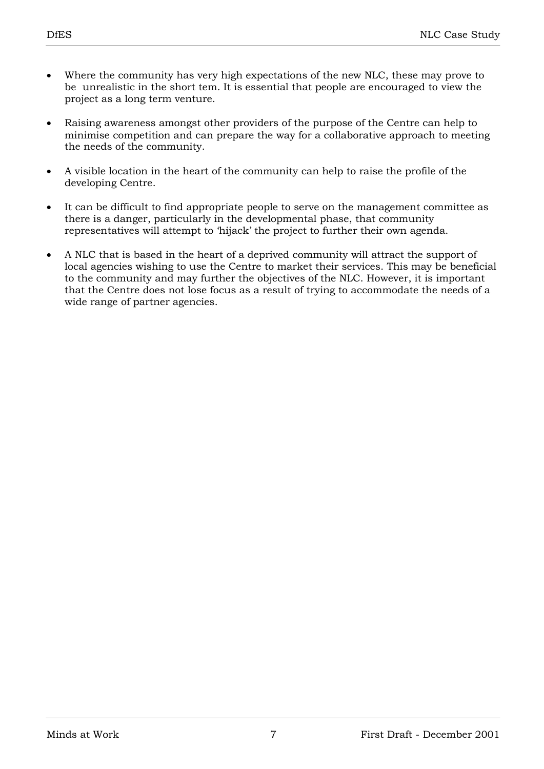- Where the community has very high expectations of the new NLC, these may prove to be unrealistic in the short tem. It is essential that people are encouraged to view the project as a long term venture.

- Raising awareness amongst other providers of the purpose of the Centre can help to minimise competition and can prepare the way for a collaborative approach to meeting the needs of the community.

- A visible location in the heart of the community can help to raise the profile of the developing Centre.

- It can be difficult to find appropriate people to serve on the management committee as there is a danger, particularly in the developmental phase, that community representatives will attempt to 'hijack' the project to further their own agenda.

- A NLC that is based in the heart of a deprived community will attract the support of local agencies wishing to use the Centre to market their services. This may be beneficial to the community and may further the objectives of the NLC. However, it is important that the Centre does not lose focus as a result of trying to accommodate the needs of a wide range of partner agencies.